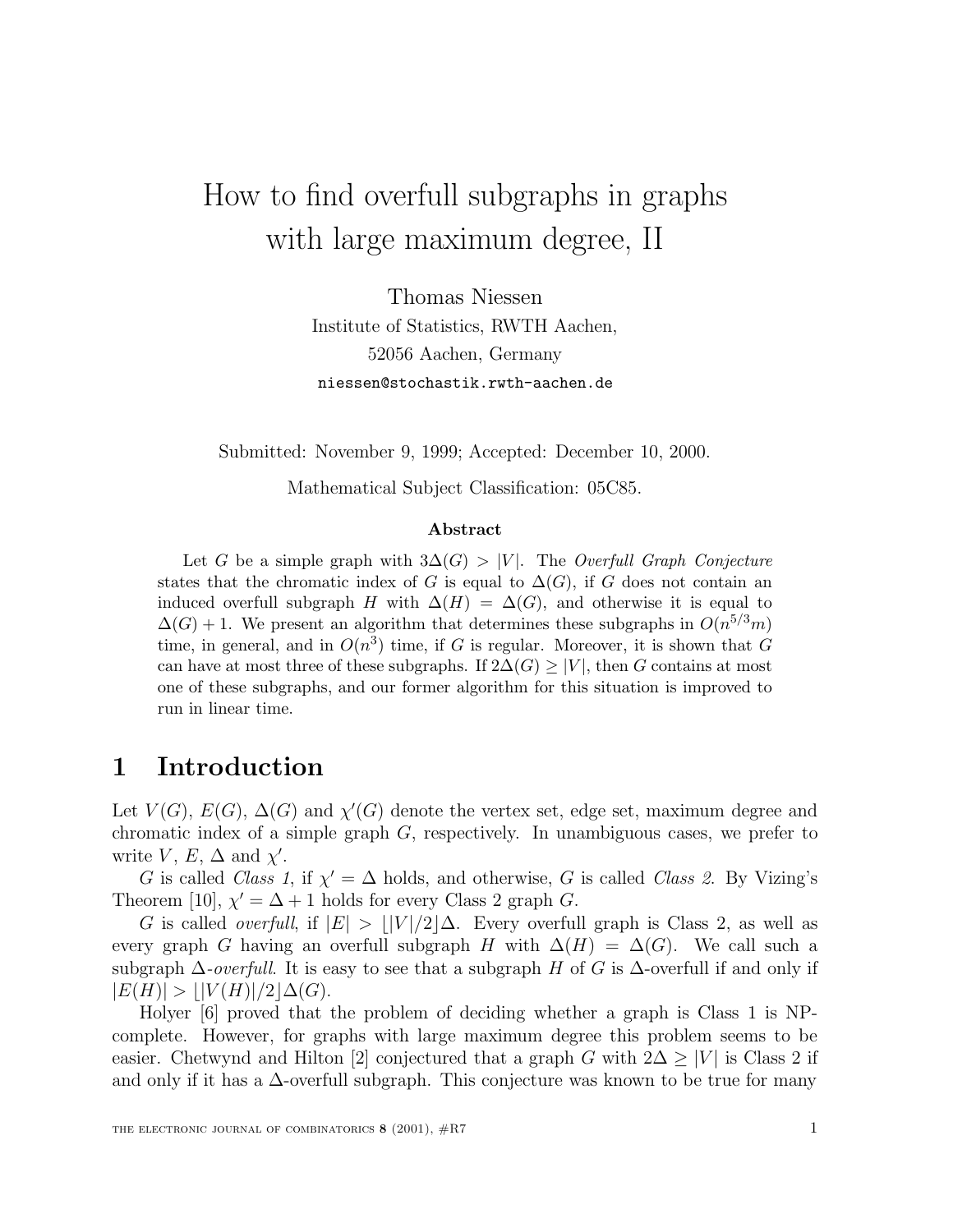# How to find overfull subgraphs in graphs with large maximum degree, II

Thomas Niessen
Institute of Statistics, RWTH Aachen,
52056 Aachen, Germany
niessen@stochastik.rwth-aachen.de

Submitted: November 9, 1999; Accepted: December 10, 2000.

Mathematical Subject Classification: 05C85.

**Abstract**

Let $G$ be a simple graph with $3\Delta(G) > |V|$. The *Overfull Graph Conjecture* states that the chromatic index of $G$ is equal to $\Delta(G)$, if $G$ does not contain an induced overfull subgraph $H$ with $\Delta(H) = \Delta(G)$, and otherwise it is equal to $\Delta(G) + 1$. We present an algorithm that determines these subgraphs in $O(n^{5/3}m)$ time, in general, and in $O(n^3)$ time, if $G$ is regular. Moreover, it is shown that $G$ can have at most three of these subgraphs. If $2\Delta(G) \geq |V|$, then $G$ contains at most one of these subgraphs, and our former algorithm for this situation is improved to run in linear time.

## 1 Introduction

Let $V(G)$, $E(G)$, $\Delta(G)$ and $\chi'(G)$ denote the vertex set, edge set, maximum degree and chromatic index of a simple graph $G$, respectively. In unambiguous cases, we prefer to write $V$, $E$, $\Delta$ and $\chi'$.

$G$ is called *Class 1*, if $\chi' = \Delta$ holds, and otherwise, $G$ is called *Class 2*. By Vizing's Theorem [10], $\chi' = \Delta + 1$ holds for every Class 2 graph $G$.

$G$ is called *overfull*, if $|E| > \lfloor |V|/2 \rfloor \Delta$. Every overfull graph is Class 2, as well as every graph $G$ having an overfull subgraph $H$ with $\Delta(H) = \Delta(G)$. We call such a subgraph $\Delta$-*overfull*. It is easy to see that a subgraph $H$ of $G$ is $\Delta$-overfull if and only if $|E(H)| > \lfloor |V(H)|/2 \rfloor \Delta(G)$.

Holyer [6] proved that the problem of deciding whether a graph is Class 1 is NP-complete. However, for graphs with large maximum degree this problem seems to be easier. Chetwynd and Hilton [2] conjectured that a graph $G$ with $2\Delta \geq |V|$ is Class 2 if and only if it has a $\Delta$-overfull subgraph. This conjecture was known to be true for many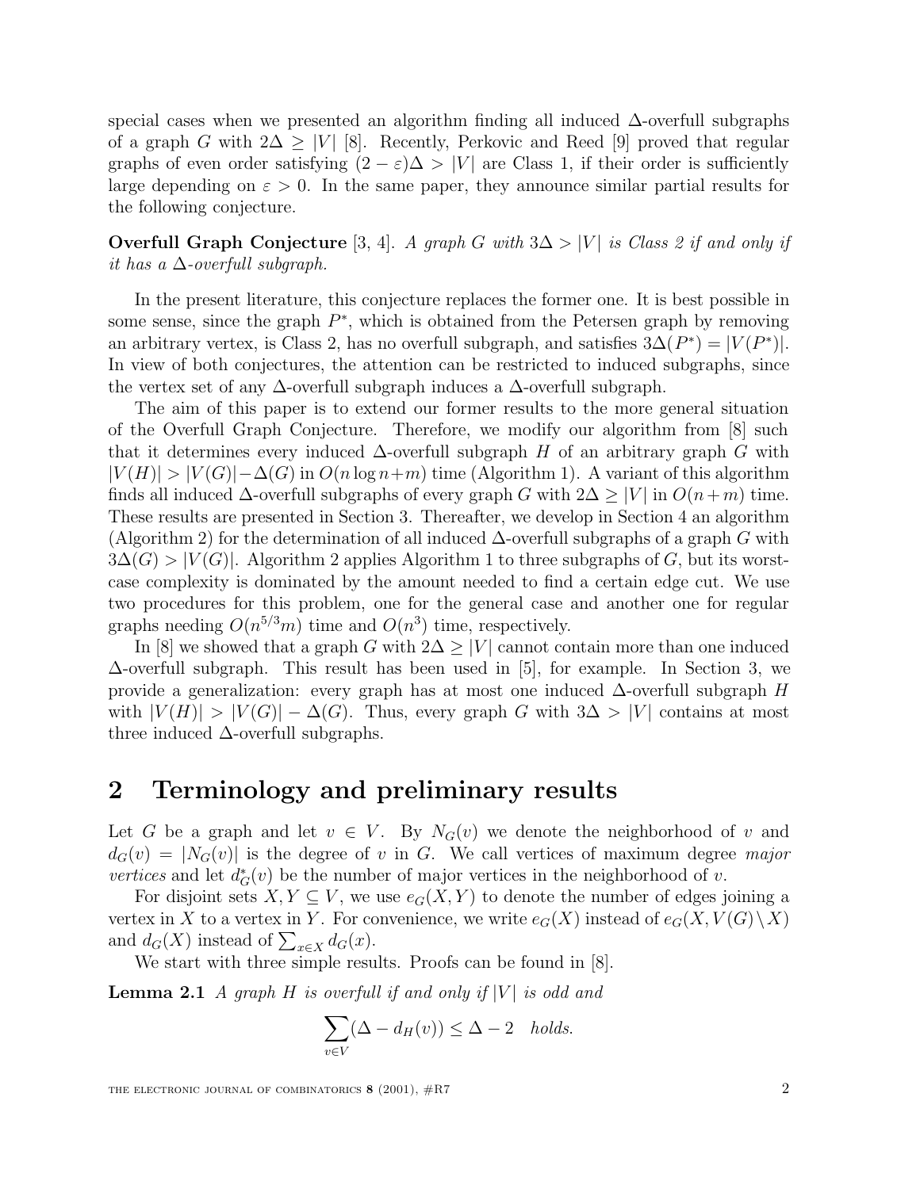special cases when we presented an algorithm finding all induced $\Delta$-overfull subgraphs of a graph $G$ with $2\Delta \geq |V|$ [8]. Recently, Perkovic and Reed [9] proved that regular graphs of even order satisfying $(2 - \varepsilon)\Delta > |V|$ are Class 1, if their order is sufficiently large depending on $\varepsilon > 0$. In the same paper, they announce similar partial results for the following conjecture.

**Overfull Graph Conjecture** [3, 4]. *A graph $G$ with $3\Delta > |V|$ is Class 2 if and only if it has a $\Delta$-overfull subgraph.*

In the present literature, this conjecture replaces the former one. It is best possible in some sense, since the graph $P^*$, which is obtained from the Petersen graph by removing an arbitrary vertex, is Class 2, has no overfull subgraph, and satisfies $3\Delta(P^*) = |V(P^*)|$. In view of both conjectures, the attention can be restricted to induced subgraphs, since the vertex set of any $\Delta$-overfull subgraph induces a $\Delta$-overfull subgraph.

The aim of this paper is to extend our former results to the more general situation of the Overfull Graph Conjecture. Therefore, we modify our algorithm from [8] such that it determines every induced $\Delta$-overfull subgraph $H$ of an arbitrary graph $G$ with $|V(H)| > |V(G)| - \Delta(G)$ in $O(n \log n + m)$ time (Algorithm 1). A variant of this algorithm finds all induced $\Delta$-overfull subgraphs of every graph $G$ with $2\Delta \geq |V|$ in $O(n + m)$ time. These results are presented in Section 3. Thereafter, we develop in Section 4 an algorithm (Algorithm 2) for the determination of all induced $\Delta$-overfull subgraphs of a graph $G$ with $3\Delta(G) > |V(G)|$. Algorithm 2 applies Algorithm 1 to three subgraphs of $G$, but its worst-case complexity is dominated by the amount needed to find a certain edge cut. We use two procedures for this problem, one for the general case and another one for regular graphs needing $O(n^{5/3}m)$ time and $O(n^3)$ time, respectively.

In [8] we showed that a graph $G$ with $2\Delta \geq |V|$ cannot contain more than one induced $\Delta$-overfull subgraph. This result has been used in [5], for example. In Section 3, we provide a generalization: every graph has at most one induced $\Delta$-overfull subgraph $H$ with $|V(H)| > |V(G)| - \Delta(G)$. Thus, every graph $G$ with $3\Delta > |V|$ contains at most three induced $\Delta$-overfull subgraphs.

## 2 Terminology and preliminary results

Let $G$ be a graph and let $v \in V$. By $N_G(v)$ we denote the neighborhood of $v$ and $d_G(v) = |N_G(v)|$ is the degree of $v$ in $G$. We call vertices of maximum degree *major vertices* and let $d^*_G(v)$ be the number of major vertices in the neighborhood of $v$.

For disjoint sets $X, Y \subseteq V$, we use $e_G(X, Y)$ to denote the number of edges joining a vertex in $X$ to a vertex in $Y$. For convenience, we write $e_G(X)$ instead of $e_G(X, V(G) \setminus X)$ and $d_G(X)$ instead of $\sum_{x \in X} d_G(x)$.

We start with three simple results. Proofs can be found in [8].

**Lemma 2.1** *A graph $H$ is overfull if and only if $|V|$ is odd and*

$$\sum_{v \in V} (\Delta - d_H(v)) \leq \Delta - 2 \quad \textit{holds.}$$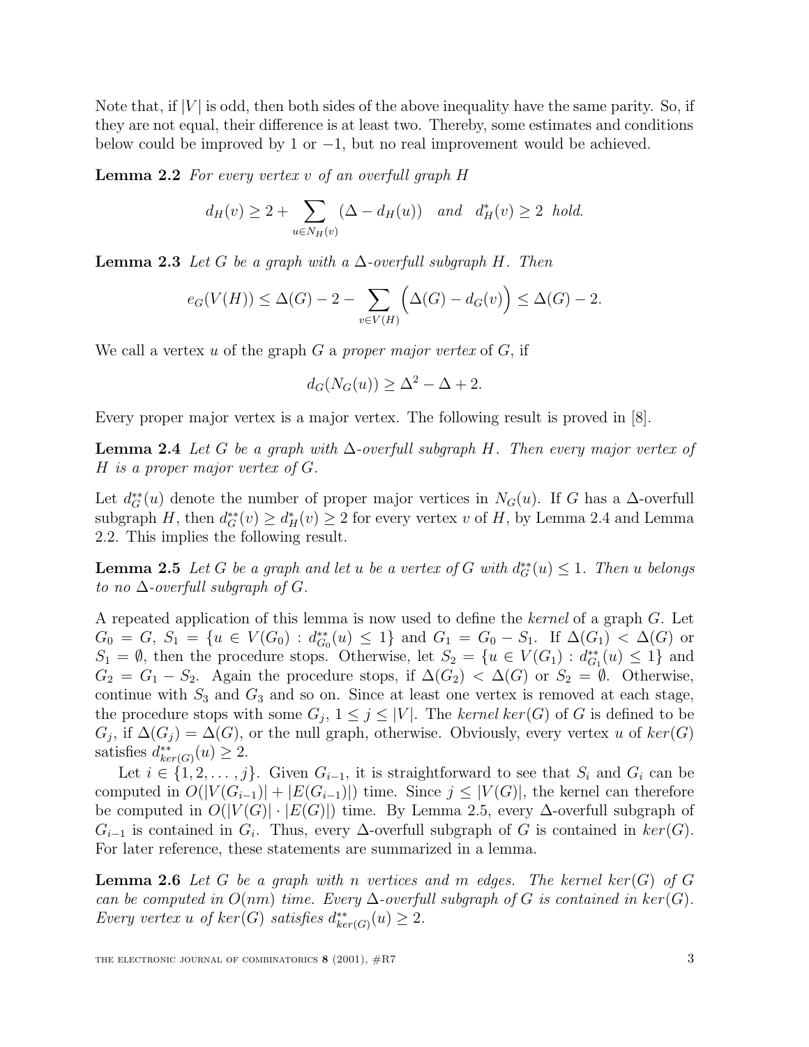Note that, if $|V|$ is odd, then both sides of the above inequality have the same parity. So, if they are not equal, their difference is at least two. Thereby, some estimates and conditions below could be improved by 1 or $-1$, but no real improvement would be achieved.

**Lemma 2.2** *For every vertex $v$ of an overfull graph $H$*

$$d_H(v) \geq 2 + \sum_{u \in N_H(v)} (\Delta - d_H(u)) \quad \text{and} \quad d^*_H(v) \geq 2 \;\; \text{hold.}$$

**Lemma 2.3** *Let $G$ be a graph with a $\Delta$-overfull subgraph $H$. Then*

$$e_G(V(H)) \leq \Delta(G) - 2 - \sum_{v \in V(H)} \Big(\Delta(G) - d_G(v)\Big) \leq \Delta(G) - 2.$$

We call a vertex $u$ of the graph $G$ a *proper major vertex* of $G$, if

$$d_G(N_G(u)) \geq \Delta^2 - \Delta + 2.$$

Every proper major vertex is a major vertex. The following result is proved in [8].

**Lemma 2.4** *Let $G$ be a graph with $\Delta$-overfull subgraph $H$. Then every major vertex of $H$ is a proper major vertex of $G$.*

Let $d^{**}_G(u)$ denote the number of proper major vertices in $N_G(u)$. If $G$ has a $\Delta$-overfull subgraph $H$, then $d^{**}_G(v) \geq d^*_H(v) \geq 2$ for every vertex $v$ of $H$, by Lemma 2.4 and Lemma 2.2. This implies the following result.

**Lemma 2.5** *Let $G$ be a graph and let $u$ be a vertex of $G$ with $d^{**}_G(u) \leq 1$. Then $u$ belongs to no $\Delta$-overfull subgraph of $G$.*

A repeated application of this lemma is now used to define the *kernel* of a graph $G$. Let $G_0 = G$, $S_1 = \{u \in V(G_0) : d^{**}_{G_0}(u) \leq 1\}$ and $G_1 = G_0 - S_1$. If $\Delta(G_1) < \Delta(G)$ or $S_1 = \emptyset$, then the procedure stops. Otherwise, let $S_2 = \{u \in V(G_1) : d^{**}_{G_1}(u) \leq 1\}$ and $G_2 = G_1 - S_2$. Again the procedure stops, if $\Delta(G_2) < \Delta(G)$ or $S_2 = \emptyset$. Otherwise, continue with $S_3$ and $G_3$ and so on. Since at least one vertex is removed at each stage, the procedure stops with some $G_j$, $1 \leq j \leq |V|$. The *kernel* $ker(G)$ of $G$ is defined to be $G_j$, if $\Delta(G_j) = \Delta(G)$, or the null graph, otherwise. Obviously, every vertex $u$ of $ker(G)$ satisfies $d^{**}_{ker(G)}(u) \geq 2$.

Let $i \in \{1, 2, \ldots, j\}$. Given $G_{i-1}$, it is straightforward to see that $S_i$ and $G_i$ can be computed in $O(|V(G_{i-1})| + |E(G_{i-1})|)$ time. Since $j \leq |V(G)|$, the kernel can therefore be computed in $O(|V(G)| \cdot |E(G)|)$ time. By Lemma 2.5, every $\Delta$-overfull subgraph of $G_{i-1}$ is contained in $G_i$. Thus, every $\Delta$-overfull subgraph of $G$ is contained in $ker(G)$. For later reference, these statements are summarized in a lemma.

**Lemma 2.6** *Let $G$ be a graph with $n$ vertices and $m$ edges. The kernel $ker(G)$ of $G$ can be computed in $O(nm)$ time. Every $\Delta$-overfull subgraph of $G$ is contained in $ker(G)$. Every vertex $u$ of $ker(G)$ satisfies $d^{**}_{ker(G)}(u) \geq 2$.*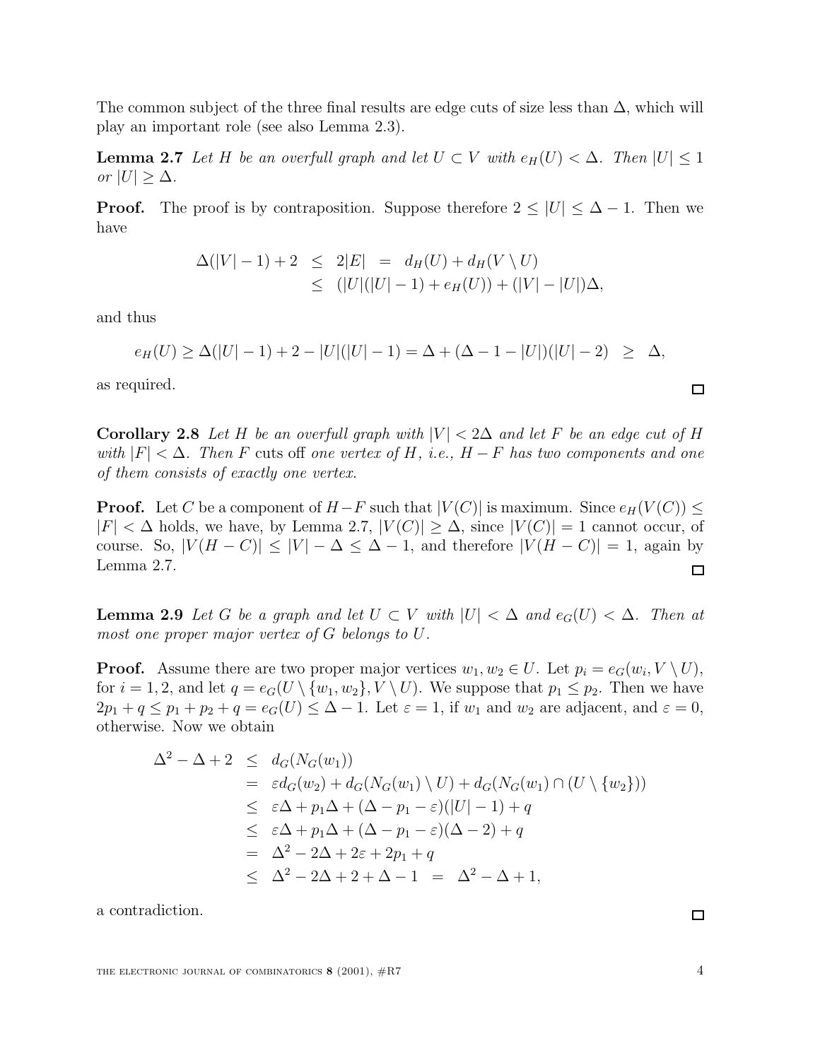The common subject of the three final results are edge cuts of size less than $\Delta$, which will play an important role (see also Lemma 2.3).

**Lemma 2.7** *Let $H$ be an overfull graph and let $U \subset V$ with $e_H(U) < \Delta$. Then $|U| \leq 1$ or $|U| \geq \Delta$.*

**Proof.** The proof is by contraposition. Suppose therefore $2 \leq |U| \leq \Delta - 1$. Then we have

$$\begin{aligned} \Delta(|V|-1)+2 &\leq 2|E| = d_H(U) + d_H(V \setminus U) \\ &\leq (|U|(|U|-1) + e_H(U)) + (|V| - |U|)\Delta, \end{aligned}$$

and thus

$$e_H(U) \geq \Delta(|U|-1) + 2 - |U|(|U|-1) = \Delta + (\Delta - 1 - |U|)(|U|-2) \geq \Delta,$$

as required. □

**Corollary 2.8** *Let $H$ be an overfull graph with $|V| < 2\Delta$ and let $F$ be an edge cut of $H$ with $|F| < \Delta$. Then $F$* cuts off *one vertex of $H$, i.e., $H - F$ has two components and one of them consists of exactly one vertex.*

**Proof.** Let $C$ be a component of $H-F$ such that $|V(C)|$ is maximum. Since $e_H(V(C)) \leq |F| < \Delta$ holds, we have, by Lemma 2.7, $|V(C)| \geq \Delta$, since $|V(C)| = 1$ cannot occur, of course. So, $|V(H-C)| \leq |V| - \Delta \leq \Delta - 1$, and therefore $|V(H-C)| = 1$, again by Lemma 2.7. □

**Lemma 2.9** *Let $G$ be a graph and let $U \subset V$ with $|U| < \Delta$ and $e_G(U) < \Delta$. Then at most one proper major vertex of $G$ belongs to $U$.*

**Proof.** Assume there are two proper major vertices $w_1, w_2 \in U$. Let $p_i = e_G(w_i, V \setminus U)$, for $i = 1, 2$, and let $q = e_G(U \setminus \{w_1, w_2\}, V \setminus U)$. We suppose that $p_1 \leq p_2$. Then we have $2p_1 + q \leq p_1 + p_2 + q = e_G(U) \leq \Delta - 1$. Let $\varepsilon = 1$, if $w_1$ and $w_2$ are adjacent, and $\varepsilon = 0$, otherwise. Now we obtain

$$\begin{aligned} \Delta^2 - \Delta + 2 &\leq d_G(N_G(w_1)) \\ &= \varepsilon d_G(w_2) + d_G(N_G(w_1) \setminus U) + d_G(N_G(w_1) \cap (U \setminus \{w_2\})) \\ &\leq \varepsilon\Delta + p_1\Delta + (\Delta - p_1 - \varepsilon)(|U|-1) + q \\ &\leq \varepsilon\Delta + p_1\Delta + (\Delta - p_1 - \varepsilon)(\Delta - 2) + q \\ &= \Delta^2 - 2\Delta + 2\varepsilon + 2p_1 + q \\ &\leq \Delta^2 - 2\Delta + 2 + \Delta - 1 = \Delta^2 - \Delta + 1, \end{aligned}$$

a contradiction. □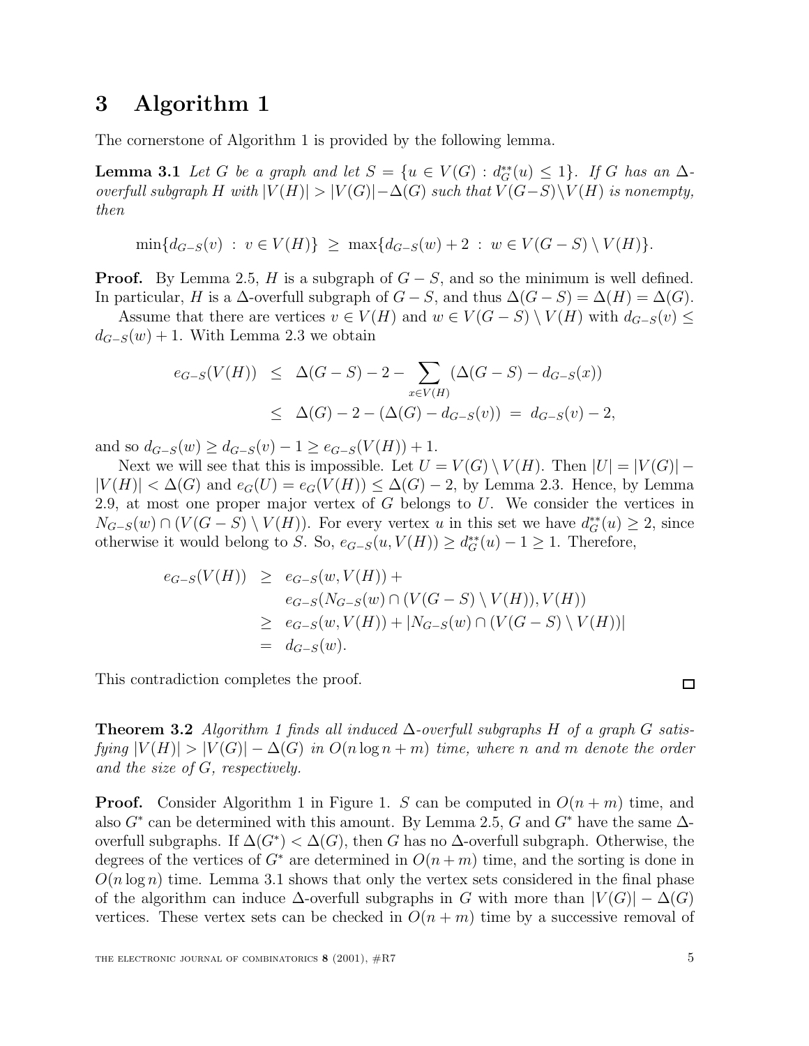## 3 Algorithm 1

The cornerstone of Algorithm 1 is provided by the following lemma.

**Lemma 3.1** *Let $G$ be a graph and let $S = \{u \in V(G) : d^{**}_G(u) \leq 1\}$. If $G$ has an $\Delta$-overfull subgraph $H$ with $|V(H)| > |V(G)| - \Delta(G)$ such that $V(G-S) \setminus V(H)$ is nonempty, then*

$$\min\{d_{G-S}(v) \ : \ v \in V(H)\} \ \geq \ \max\{d_{G-S}(w) + 2 \ : \ w \in V(G-S) \setminus V(H)\}.$$

**Proof.** By Lemma 2.5, $H$ is a subgraph of $G - S$, and so the minimum is well defined. In particular, $H$ is a $\Delta$-overfull subgraph of $G - S$, and thus $\Delta(G - S) = \Delta(H) = \Delta(G)$.

Assume that there are vertices $v \in V(H)$ and $w \in V(G - S) \setminus V(H)$ with $d_{G-S}(v) \leq d_{G-S}(w) + 1$. With Lemma 2.3 we obtain

$$\begin{aligned} e_{G-S}(V(H)) &\leq \Delta(G-S) - 2 - \sum_{x \in V(H)} (\Delta(G-S) - d_{G-S}(x)) \\ &\leq \Delta(G) - 2 - (\Delta(G) - d_{G-S}(v)) \ = \ d_{G-S}(v) - 2, \end{aligned}$$

and so $d_{G-S}(w) \geq d_{G-S}(v) - 1 \geq e_{G-S}(V(H)) + 1$.

Next we will see that this is impossible. Let $U = V(G) \setminus V(H)$. Then $|U| = |V(G)| - |V(H)| < \Delta(G)$ and $e_G(U) = e_G(V(H)) \leq \Delta(G) - 2$, by Lemma 2.3. Hence, by Lemma 2.9, at most one proper major vertex of $G$ belongs to $U$. We consider the vertices in $N_{G-S}(w) \cap (V(G - S) \setminus V(H))$. For every vertex $u$ in this set we have $d^{**}_G(u) \geq 2$, since otherwise it would belong to $S$. So, $e_{G-S}(u, V(H)) \geq d^{**}_G(u) - 1 \geq 1$. Therefore,

$$\begin{aligned} e_{G-S}(V(H)) &\geq e_{G-S}(w, V(H)) + \\ &\quad\ e_{G-S}(N_{G-S}(w) \cap (V(G-S) \setminus V(H)), V(H)) \\ &\geq e_{G-S}(w, V(H)) + |N_{G-S}(w) \cap (V(G-S) \setminus V(H))| \\ &= d_{G-S}(w). \end{aligned}$$

This contradiction completes the proof. □

**Theorem 3.2** *Algorithm 1 finds all induced $\Delta$-overfull subgraphs $H$ of a graph $G$ satisfying $|V(H)| > |V(G)| - \Delta(G)$ in $O(n \log n + m)$ time, where $n$ and $m$ denote the order and the size of $G$, respectively.*

**Proof.** Consider Algorithm 1 in Figure 1. $S$ can be computed in $O(n + m)$ time, and also $G^*$ can be determined with this amount. By Lemma 2.5, $G$ and $G^*$ have the same $\Delta$-overfull subgraphs. If $\Delta(G^*) < \Delta(G)$, then $G$ has no $\Delta$-overfull subgraph. Otherwise, the degrees of the vertices of $G^*$ are determined in $O(n + m)$ time, and the sorting is done in $O(n \log n)$ time. Lemma 3.1 shows that only the vertex sets considered in the final phase of the algorithm can induce $\Delta$-overfull subgraphs in $G$ with more than $|V(G)| - \Delta(G)$ vertices. These vertex sets can be checked in $O(n + m)$ time by a successive removal of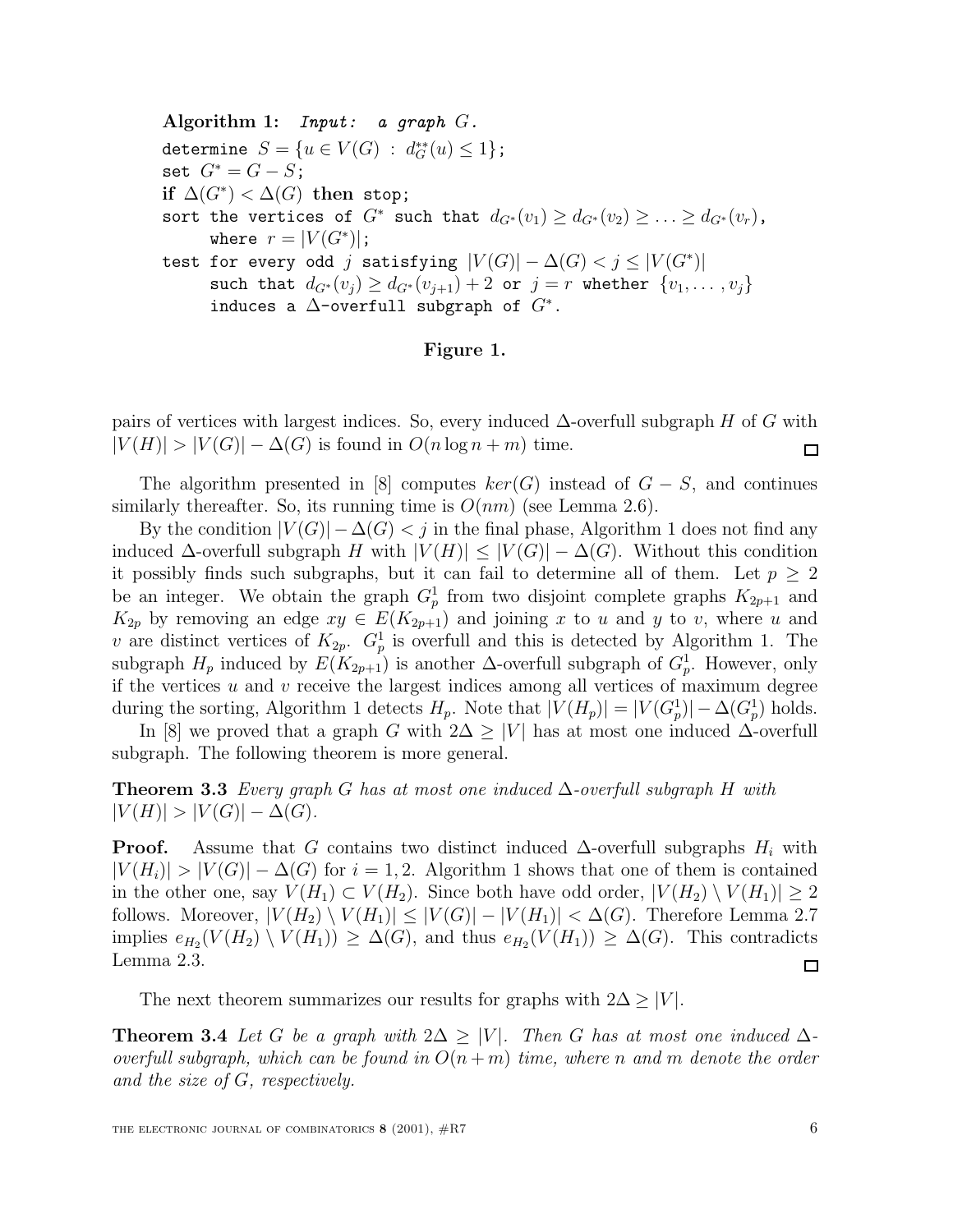```
Algorithm 1:  Input:  a graph G.
determine S = {u ∈ V(G) : d**_G(u) ≤ 1};
set G* = G − S;
if Δ(G*) < Δ(G) then stop;
sort the vertices of G* such that d_{G*}(v_1) ≥ d_{G*}(v_2) ≥ ... ≥ d_{G*}(v_r),
     where r = |V(G*)|;
test for every odd j satisfying |V(G)| − Δ(G) < j ≤ |V(G*)|
     such that d_{G*}(v_j) ≥ d_{G*}(v_{j+1}) + 2 or j = r whether {v_1, ..., v_j}
     induces a Δ-overfull subgraph of G*.
```

**Figure 1.**

pairs of vertices with largest indices. So, every induced $\Delta$-overfull subgraph $H$ of $G$ with $|V(H)| > |V(G)| - \Delta(G)$ is found in $O(n \log n + m)$ time. □

The algorithm presented in [8] computes $ker(G)$ instead of $G - S$, and continues similarly thereafter. So, its running time is $O(nm)$ (see Lemma 2.6).

By the condition $|V(G)| - \Delta(G) < j$ in the final phase, Algorithm 1 does not find any induced $\Delta$-overfull subgraph $H$ with $|V(H)| \leq |V(G)| - \Delta(G)$. Without this condition it possibly finds such subgraphs, but it can fail to determine all of them. Let $p \geq 2$ be an integer. We obtain the graph $G_p^1$ from two disjoint complete graphs $K_{2p+1}$ and $K_{2p}$ by removing an edge $xy \in E(K_{2p+1})$ and joining $x$ to $u$ and $y$ to $v$, where $u$ and $v$ are distinct vertices of $K_{2p}$. $G_p^1$ is overfull and this is detected by Algorithm 1. The subgraph $H_p$ induced by $E(K_{2p+1})$ is another $\Delta$-overfull subgraph of $G_p^1$. However, only if the vertices $u$ and $v$ receive the largest indices among all vertices of maximum degree during the sorting, Algorithm 1 detects $H_p$. Note that $|V(H_p)| = |V(G_p^1)| - \Delta(G_p^1)$ holds.

In [8] we proved that a graph $G$ with $2\Delta \geq |V|$ has at most one induced $\Delta$-overfull subgraph. The following theorem is more general.

**Theorem 3.3** *Every graph $G$ has at most one induced $\Delta$-overfull subgraph $H$ with $|V(H)| > |V(G)| - \Delta(G)$.*

**Proof.** Assume that $G$ contains two distinct induced $\Delta$-overfull subgraphs $H_i$ with $|V(H_i)| > |V(G)| - \Delta(G)$ for $i = 1, 2$. Algorithm 1 shows that one of them is contained in the other one, say $V(H_1) \subset V(H_2)$. Since both have odd order, $|V(H_2) \setminus V(H_1)| \geq 2$ follows. Moreover, $|V(H_2) \setminus V(H_1)| \leq |V(G)| - |V(H_1)| < \Delta(G)$. Therefore Lemma 2.7 implies $e_{H_2}(V(H_2) \setminus V(H_1)) \geq \Delta(G)$, and thus $e_{H_2}(V(H_1)) \geq \Delta(G)$. This contradicts Lemma 2.3. □

The next theorem summarizes our results for graphs with $2\Delta \geq |V|$.

**Theorem 3.4** *Let $G$ be a graph with $2\Delta \geq |V|$. Then $G$ has at most one induced $\Delta$-overfull subgraph, which can be found in $O(n + m)$ time, where $n$ and $m$ denote the order and the size of $G$, respectively.*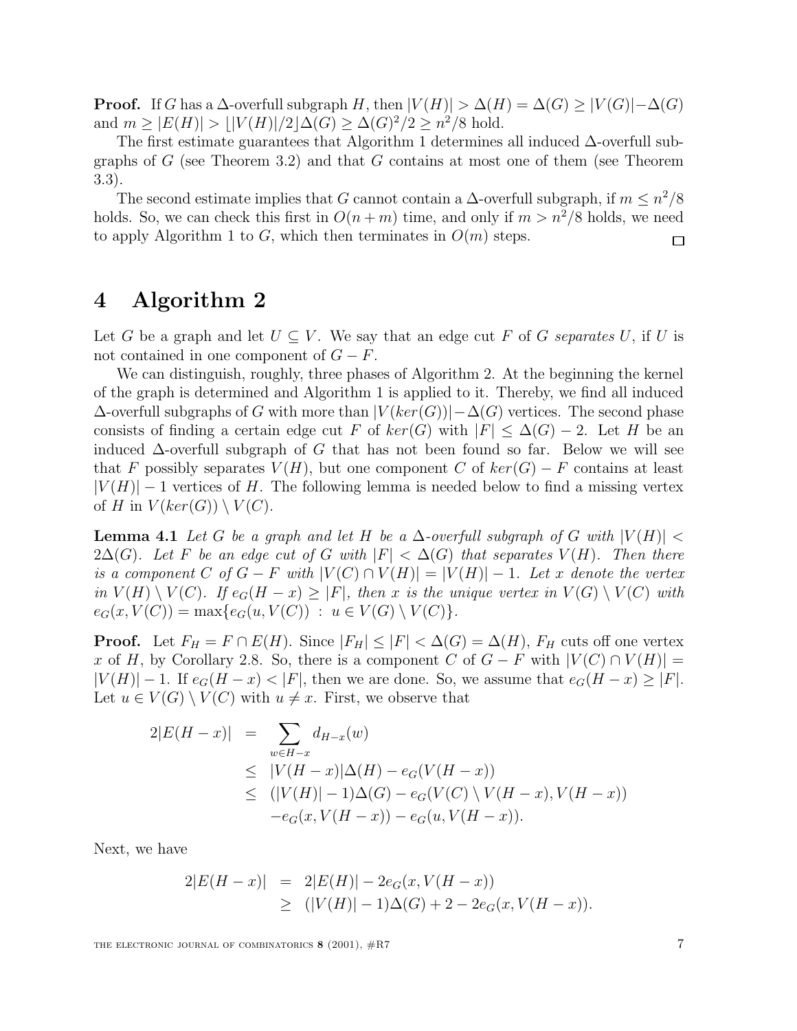**Proof.** If $G$ has a $\Delta$-overfull subgraph $H$, then $|V(H)| > \Delta(H) = \Delta(G) \geq |V(G)| - \Delta(G)$ and $m \geq |E(H)| > \lfloor |V(H)|/2 \rfloor \Delta(G) \geq \Delta(G)^2/2 \geq n^2/8$ hold.

The first estimate guarantees that Algorithm 1 determines all induced $\Delta$-overfull subgraphs of $G$ (see Theorem 3.2) and that $G$ contains at most one of them (see Theorem 3.3).

The second estimate implies that $G$ cannot contain a $\Delta$-overfull subgraph, if $m \leq n^2/8$ holds. So, we can check this first in $O(n+m)$ time, and only if $m > n^2/8$ holds, we need to apply Algorithm 1 to $G$, which then terminates in $O(m)$ steps. □

# 4 Algorithm 2

Let $G$ be a graph and let $U \subseteq V$. We say that an edge cut $F$ of $G$ *separates* $U$, if $U$ is not contained in one component of $G - F$.

We can distinguish, roughly, three phases of Algorithm 2. At the beginning the kernel of the graph is determined and Algorithm 1 is applied to it. Thereby, we find all induced $\Delta$-overfull subgraphs of $G$ with more than $|V(ker(G))| - \Delta(G)$ vertices. The second phase consists of finding a certain edge cut $F$ of $ker(G)$ with $|F| \leq \Delta(G) - 2$. Let $H$ be an induced $\Delta$-overfull subgraph of $G$ that has not been found so far. Below we will see that $F$ possibly separates $V(H)$, but one component $C$ of $ker(G) - F$ contains at least $|V(H)| - 1$ vertices of $H$. The following lemma is needed below to find a missing vertex of $H$ in $V(ker(G)) \setminus V(C)$.

**Lemma 4.1** *Let $G$ be a graph and let $H$ be a $\Delta$-overfull subgraph of $G$ with $|V(H)| < 2\Delta(G)$. Let $F$ be an edge cut of $G$ with $|F| < \Delta(G)$ that separates $V(H)$. Then there is a component $C$ of $G - F$ with $|V(C) \cap V(H)| = |V(H)| - 1$. Let $x$ denote the vertex in $V(H) \setminus V(C)$. If $e_G(H - x) \geq |F|$, then $x$ is the unique vertex in $V(G) \setminus V(C)$ with $e_G(x, V(C)) = \max\{e_G(u, V(C)) \ : \ u \in V(G) \setminus V(C)\}$.*

**Proof.** Let $F_H = F \cap E(H)$. Since $|F_H| \leq |F| < \Delta(G) = \Delta(H)$, $F_H$ cuts off one vertex $x$ of $H$, by Corollary 2.8. So, there is a component $C$ of $G - F$ with $|V(C) \cap V(H)| = |V(H)| - 1$. If $e_G(H - x) < |F|$, then we are done. So, we assume that $e_G(H - x) \geq |F|$. Let $u \in V(G) \setminus V(C)$ with $u \neq x$. First, we observe that

$$
\begin{aligned}
2|E(H-x)| &= \sum_{w \in H-x} d_{H-x}(w) \\
&\leq |V(H-x)|\Delta(H) - e_G(V(H-x)) \\
&\leq (|V(H)|-1)\Delta(G) - e_G(V(C) \setminus V(H-x), V(H-x)) \\
&\quad - e_G(x, V(H-x)) - e_G(u, V(H-x)).
\end{aligned}
$$

Next, we have

$$
\begin{aligned}
2|E(H-x)| &= 2|E(H)| - 2e_G(x, V(H-x)) \\
&\geq (|V(H)|-1)\Delta(G) + 2 - 2e_G(x, V(H-x)).
\end{aligned}
$$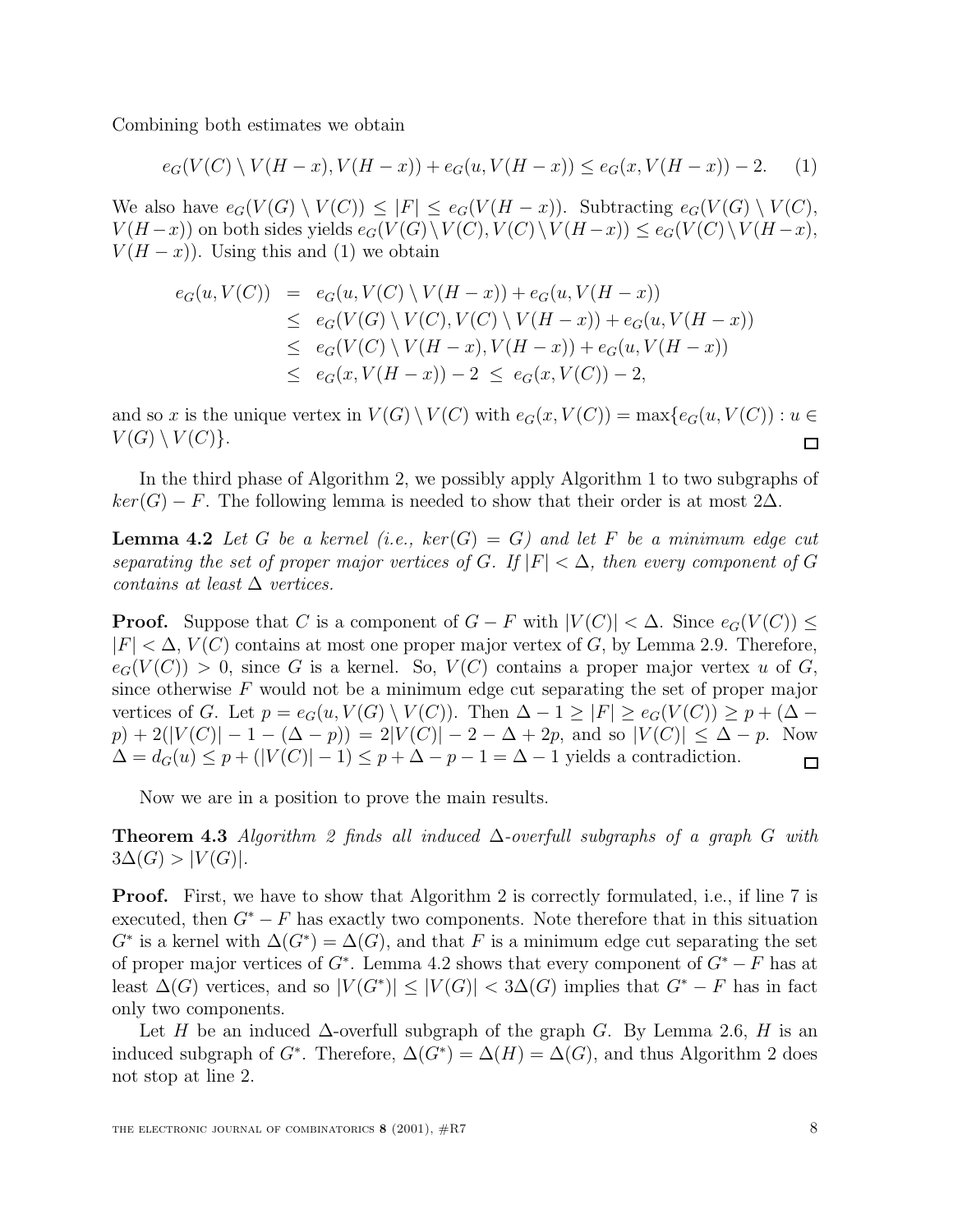Combining both estimates we obtain

$$e_G(V(C) \setminus V(H-x), V(H-x)) + e_G(u, V(H-x)) \leq e_G(x, V(H-x)) - 2. \quad (1)$$

We also have $e_G(V(G) \setminus V(C)) \leq |F| \leq e_G(V(H-x))$. Subtracting $e_G(V(G) \setminus V(C), V(H-x))$ on both sides yields $e_G(V(G) \setminus V(C), V(C) \setminus V(H-x)) \leq e_G(V(C) \setminus V(H-x), V(H-x))$. Using this and (1) we obtain

$$\begin{aligned}
e_G(u, V(C)) &= e_G(u, V(C) \setminus V(H-x)) + e_G(u, V(H-x)) \\
&\leq e_G(V(G) \setminus V(C), V(C) \setminus V(H-x)) + e_G(u, V(H-x)) \\
&\leq e_G(V(C) \setminus V(H-x), V(H-x)) + e_G(u, V(H-x)) \\
&\leq e_G(x, V(H-x)) - 2 \ \leq \ e_G(x, V(C)) - 2,
\end{aligned}$$

and so $x$ is the unique vertex in $V(G) \setminus V(C)$ with $e_G(x, V(C)) = \max\{e_G(u, V(C)) : u \in V(G) \setminus V(C)\}$. □

In the third phase of Algorithm 2, we possibly apply Algorithm 1 to two subgraphs of $ker(G) - F$. The following lemma is needed to show that their order is at most $2\Delta$.

**Lemma 4.2** *Let $G$ be a kernel (i.e., $ker(G) = G$) and let $F$ be a minimum edge cut separating the set of proper major vertices of $G$. If $|F| < \Delta$, then every component of $G$ contains at least $\Delta$ vertices.*

**Proof.** Suppose that $C$ is a component of $G - F$ with $|V(C)| < \Delta$. Since $e_G(V(C)) \leq |F| < \Delta$, $V(C)$ contains at most one proper major vertex of $G$, by Lemma 2.9. Therefore, $e_G(V(C)) > 0$, since $G$ is a kernel. So, $V(C)$ contains a proper major vertex $u$ of $G$, since otherwise $F$ would not be a minimum edge cut separating the set of proper major vertices of $G$. Let $p = e_G(u, V(G) \setminus V(C))$. Then $\Delta - 1 \geq |F| \geq e_G(V(C)) \geq p + (\Delta - p) + 2(|V(C)| - 1 - (\Delta - p)) = 2|V(C)| - 2 - \Delta + 2p$, and so $|V(C)| \leq \Delta - p$. Now $\Delta = d_G(u) \leq p + (|V(C)| - 1) \leq p + \Delta - p - 1 = \Delta - 1$ yields a contradiction. □

Now we are in a position to prove the main results.

**Theorem 4.3** *Algorithm 2 finds all induced $\Delta$-overfull subgraphs of a graph $G$ with $3\Delta(G) > |V(G)|$.*

**Proof.** First, we have to show that Algorithm 2 is correctly formulated, i.e., if line 7 is executed, then $G^* - F$ has exactly two components. Note therefore that in this situation $G^*$ is a kernel with $\Delta(G^*) = \Delta(G)$, and that $F$ is a minimum edge cut separating the set of proper major vertices of $G^*$. Lemma 4.2 shows that every component of $G^* - F$ has at least $\Delta(G)$ vertices, and so $|V(G^*)| \leq |V(G)| < 3\Delta(G)$ implies that $G^* - F$ has in fact only two components.

Let $H$ be an induced $\Delta$-overfull subgraph of the graph $G$. By Lemma 2.6, $H$ is an induced subgraph of $G^*$. Therefore, $\Delta(G^*) = \Delta(H) = \Delta(G)$, and thus Algorithm 2 does not stop at line 2.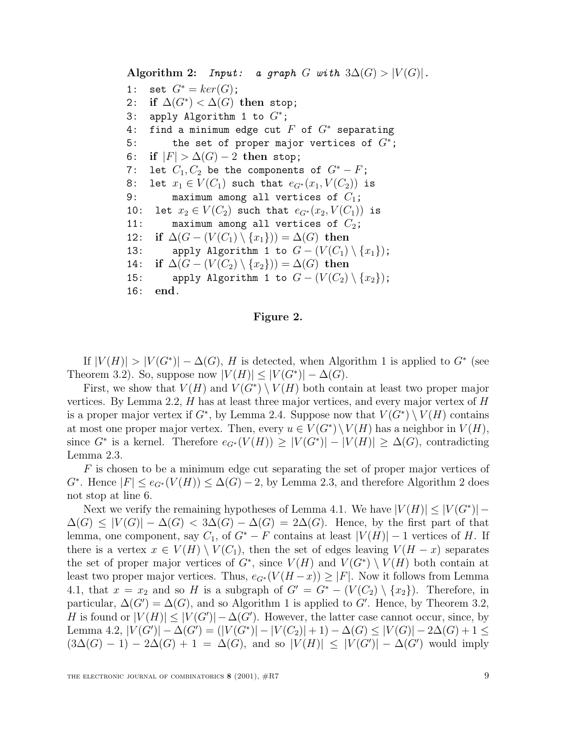```
Algorithm 2:  Input:  a graph G with 3Δ(G) > |V(G)|.
1:   set G* = ker(G);
2:   if Δ(G*) < Δ(G) then stop;
3:   apply Algorithm 1 to G*;
4:   find a minimum edge cut F of G* separating
5:       the set of proper major vertices of G*;
6:   if |F| > Δ(G) − 2 then stop;
7:   let C1, C2 be the components of G* − F;
8:   let x1 ∈ V(C1) such that e_G*(x1, V(C2)) is
9:       maximum among all vertices of C1;
10:  let x2 ∈ V(C2) such that e_G*(x2, V(C1)) is
11:      maximum among all vertices of C2;
12:  if Δ(G − (V(C1) \ {x1})) = Δ(G) then
13:      apply Algorithm 1 to G − (V(C1) \ {x1});
14:  if Δ(G − (V(C2) \ {x2})) = Δ(G) then
15:      apply Algorithm 1 to G − (V(C2) \ {x2});
16:  end.
```

**Figure 2.**

If $|V(H)| > |V(G^*)| - \Delta(G)$, $H$ is detected, when Algorithm 1 is applied to $G^*$ (see Theorem 3.2). So, suppose now $|V(H)| \leq |V(G^*)| - \Delta(G)$.

First, we show that $V(H)$ and $V(G^*) \setminus V(H)$ both contain at least two proper major vertices. By Lemma 2.2, $H$ has at least three major vertices, and every major vertex of $H$ is a proper major vertex if $G^*$, by Lemma 2.4. Suppose now that $V(G^*) \setminus V(H)$ contains at most one proper major vertex. Then, every $u \in V(G^*) \setminus V(H)$ has a neighbor in $V(H)$, since $G^*$ is a kernel. Therefore $e_{G^*}(V(H)) \geq |V(G^*)| - |V(H)| \geq \Delta(G)$, contradicting Lemma 2.3.

$F$ is chosen to be a minimum edge cut separating the set of proper major vertices of $G^*$. Hence $|F| \leq e_{G^*}(V(H)) \leq \Delta(G) - 2$, by Lemma 2.3, and therefore Algorithm 2 does not stop at line 6.

Next we verify the remaining hypotheses of Lemma 4.1. We have $|V(H)| \leq |V(G^*)| - \Delta(G) \leq |V(G)| - \Delta(G) < 3\Delta(G) - \Delta(G) = 2\Delta(G)$. Hence, by the first part of that lemma, one component, say $C_1$, of $G^* - F$ contains at least $|V(H)| - 1$ vertices of $H$. If there is a vertex $x \in V(H) \setminus V(C_1)$, then the set of edges leaving $V(H - x)$ separates the set of proper major vertices of $G^*$, since $V(H)$ and $V(G^*) \setminus V(H)$ both contain at least two proper major vertices. Thus, $e_{G^*}(V(H - x)) \geq |F|$. Now it follows from Lemma 4.1, that $x = x_2$ and so $H$ is a subgraph of $G' = G^* - (V(C_2) \setminus \{x_2\})$. Therefore, in particular, $\Delta(G') = \Delta(G)$, and so Algorithm 1 is applied to $G'$. Hence, by Theorem 3.2, $H$ is found or $|V(H)| \leq |V(G')| - \Delta(G')$. However, the latter case cannot occur, since, by Lemma 4.2, $|V(G')| - \Delta(G') = (|V(G^*)| - |V(C_2)| + 1) - \Delta(G) \leq |V(G)| - 2\Delta(G) + 1 \leq (3\Delta(G) - 1) - 2\Delta(G) + 1 = \Delta(G)$, and so $|V(H)| \leq |V(G')| - \Delta(G')$ would imply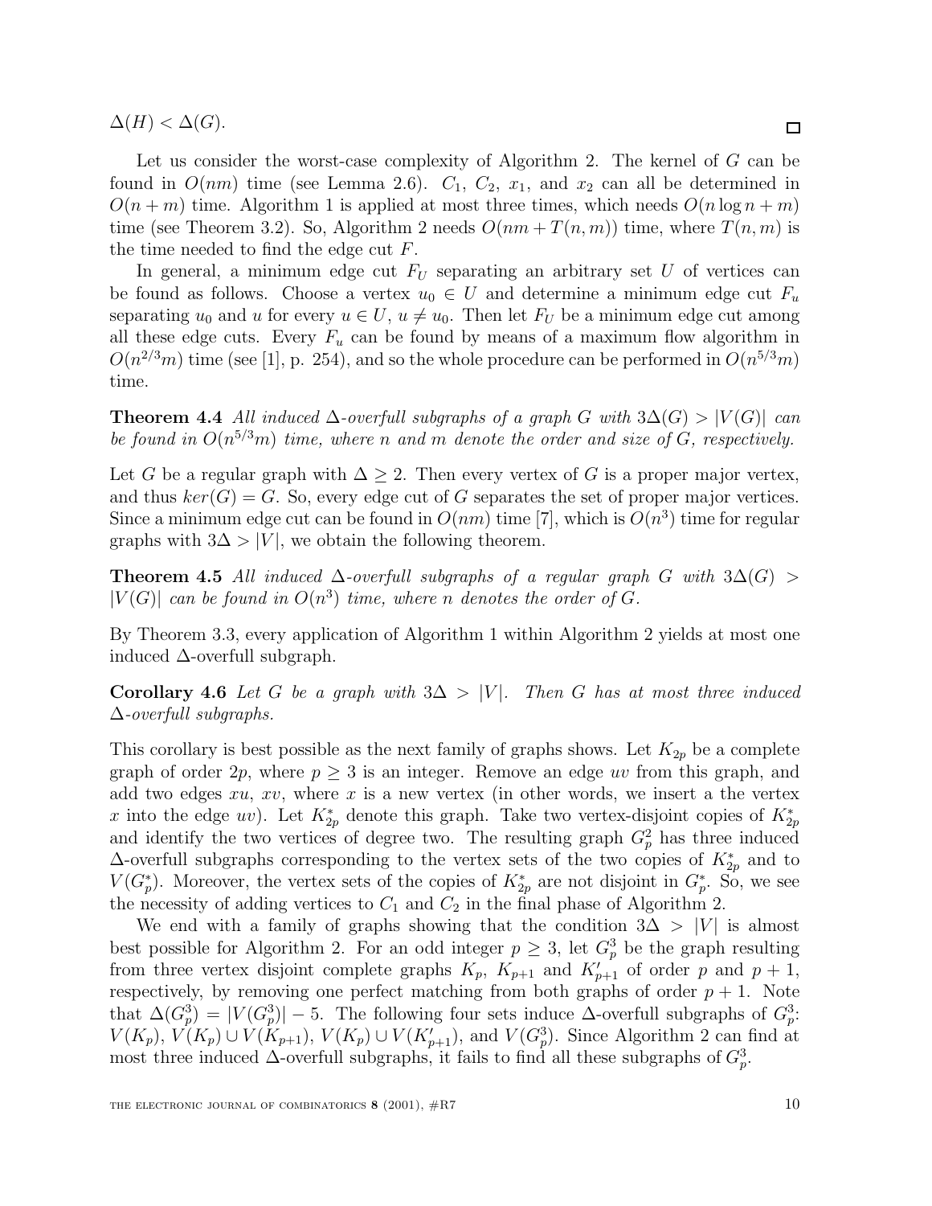$\Delta(H) < \Delta(G)$. □

Let us consider the worst-case complexity of Algorithm 2. The kernel of $G$ can be found in $O(nm)$ time (see Lemma 2.6). $C_1$, $C_2$, $x_1$, and $x_2$ can all be determined in $O(n+m)$ time. Algorithm 1 is applied at most three times, which needs $O(n \log n + m)$ time (see Theorem 3.2). So, Algorithm 2 needs $O(nm + T(n,m))$ time, where $T(n,m)$ is the time needed to find the edge cut $F$.

In general, a minimum edge cut $F_U$ separating an arbitrary set $U$ of vertices can be found as follows. Choose a vertex $u_0 \in U$ and determine a minimum edge cut $F_u$ separating $u_0$ and $u$ for every $u \in U$, $u \neq u_0$. Then let $F_U$ be a minimum edge cut among all these edge cuts. Every $F_u$ can be found by means of a maximum flow algorithm in $O(n^{2/3}m)$ time (see [1], p. 254), and so the whole procedure can be performed in $O(n^{5/3}m)$ time.

**Theorem 4.4** *All induced $\Delta$-overfull subgraphs of a graph $G$ with $3\Delta(G) > |V(G)|$ can be found in $O(n^{5/3}m)$ time, where $n$ and $m$ denote the order and size of $G$, respectively.*

Let $G$ be a regular graph with $\Delta \geq 2$. Then every vertex of $G$ is a proper major vertex, and thus $ker(G) = G$. So, every edge cut of $G$ separates the set of proper major vertices. Since a minimum edge cut can be found in $O(nm)$ time [7], which is $O(n^3)$ time for regular graphs with $3\Delta > |V|$, we obtain the following theorem.

**Theorem 4.5** *All induced $\Delta$-overfull subgraphs of a regular graph $G$ with $3\Delta(G) > |V(G)|$ can be found in $O(n^3)$ time, where $n$ denotes the order of $G$.*

By Theorem 3.3, every application of Algorithm 1 within Algorithm 2 yields at most one induced $\Delta$-overfull subgraph.

**Corollary 4.6** *Let $G$ be a graph with $3\Delta > |V|$. Then $G$ has at most three induced $\Delta$-overfull subgraphs.*

This corollary is best possible as the next family of graphs shows. Let $K_{2p}$ be a complete graph of order $2p$, where $p \geq 3$ is an integer. Remove an edge $uv$ from this graph, and add two edges $xu$, $xv$, where $x$ is a new vertex (in other words, we insert a the vertex $x$ into the edge $uv$). Let $K_{2p}^*$ denote this graph. Take two vertex-disjoint copies of $K_{2p}^*$ and identify the two vertices of degree two. The resulting graph $G_p^2$ has three induced $\Delta$-overfull subgraphs corresponding to the vertex sets of the two copies of $K_{2p}^*$ and to $V(G_p^*)$. Moreover, the vertex sets of the copies of $K_{2p}^*$ are not disjoint in $G_p^*$. So, we see the necessity of adding vertices to $C_1$ and $C_2$ in the final phase of Algorithm 2.

We end with a family of graphs showing that the condition $3\Delta > |V|$ is almost best possible for Algorithm 2. For an odd integer $p \geq 3$, let $G_p^3$ be the graph resulting from three vertex disjoint complete graphs $K_p$, $K_{p+1}$ and $K'_{p+1}$ of order $p$ and $p+1$, respectively, by removing one perfect matching from both graphs of order $p+1$. Note that $\Delta(G_p^3) = |V(G_p^3)| - 5$. The following four sets induce $\Delta$-overfull subgraphs of $G_p^3$: $V(K_p)$, $V(K_p) \cup V(K_{p+1})$, $V(K_p) \cup V(K'_{p+1})$, and $V(G_p^3)$. Since Algorithm 2 can find at most three induced $\Delta$-overfull subgraphs, it fails to find all these subgraphs of $G_p^3$.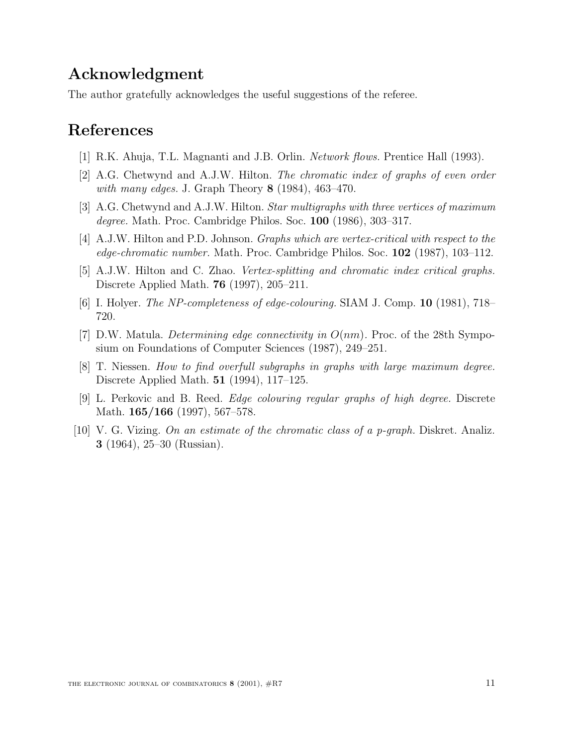## Acknowledgment

The author gratefully acknowledges the useful suggestions of the referee.

## References

[1] R.K. Ahuja, T.L. Magnanti and J.B. Orlin. *Network flows.* Prentice Hall (1993).

[2] A.G. Chetwynd and A.J.W. Hilton. *The chromatic index of graphs of even order with many edges.* J. Graph Theory **8** (1984), 463–470.

[3] A.G. Chetwynd and A.J.W. Hilton. *Star multigraphs with three vertices of maximum degree.* Math. Proc. Cambridge Philos. Soc. **100** (1986), 303–317.

[4] A.J.W. Hilton and P.D. Johnson. *Graphs which are vertex-critical with respect to the edge-chromatic number.* Math. Proc. Cambridge Philos. Soc. **102** (1987), 103–112.

[5] A.J.W. Hilton and C. Zhao. *Vertex-splitting and chromatic index critical graphs.* Discrete Applied Math. **76** (1997), 205–211.

[6] I. Holyer. *The NP-completeness of edge-colouring.* SIAM J. Comp. **10** (1981), 718–720.

[7] D.W. Matula. *Determining edge connectivity in $O(nm)$.* Proc. of the 28th Symposium on Foundations of Computer Sciences (1987), 249–251.

[8] T. Niessen. *How to find overfull subgraphs in graphs with large maximum degree.* Discrete Applied Math. **51** (1994), 117–125.

[9] L. Perkovic and B. Reed. *Edge colouring regular graphs of high degree.* Discrete Math. **165/166** (1997), 567–578.

[10] V. G. Vizing. *On an estimate of the chromatic class of a p-graph.* Diskret. Analiz. **3** (1964), 25–30 (Russian).